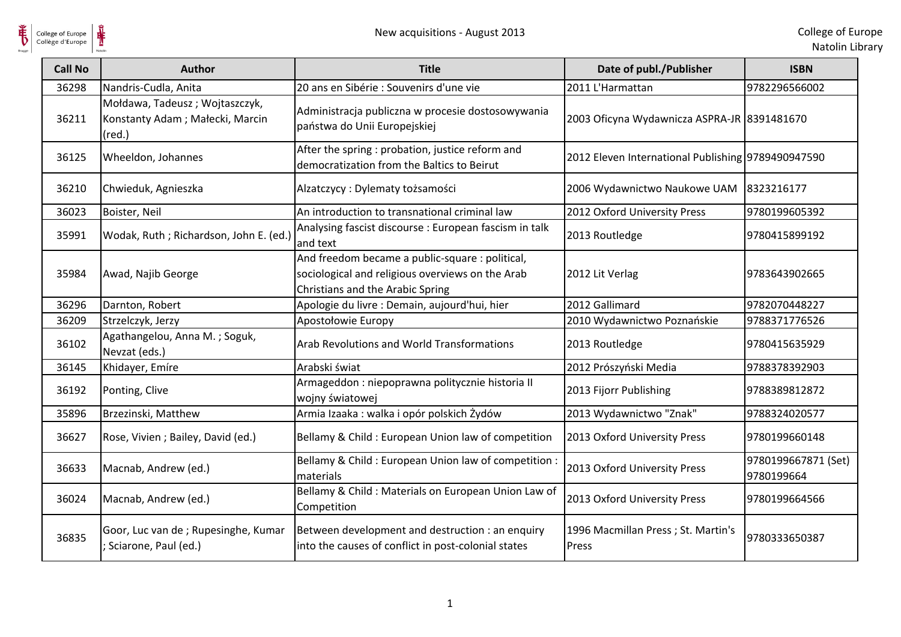# New acquisitions - August 2013

College of Europe
Natolin Library

| Call No | Author | Title | Date of publ./Publisher | ISBN |
|---|---|---|---|---|
| 36298 | Nandris-Cudla, Anita | 20 ans en Sibérie : Souvenirs d'une vie | 2011 L'Harmattan | 9782296566002 |
| 36211 | Mołdawa, Tadeusz ; Wojtaszczyk, Konstanty Adam ; Małecki, Marcin (red.) | Administracja publiczna w procesie dostosowywania państwa do Unii Europejskiej | 2003 Oficyna Wydawnicza ASPRA-JR | 8391481670 |
| 36125 | Wheeldon, Johannes | After the spring : probation, justice reform and democratization from the Baltics to Beirut | 2012 Eleven International Publishing | 9789490947590 |
| 36210 | Chwieduk, Agnieszka | Alzatczycy : Dylematy tożsamości | 2006 Wydawnictwo Naukowe UAM | 8323216177 |
| 36023 | Boister, Neil | An introduction to transnational criminal law | 2012 Oxford University Press | 9780199605392 |
| 35991 | Wodak, Ruth ; Richardson, John E. (ed.) | Analysing fascist discourse : European fascism in talk and text | 2013 Routledge | 9780415899192 |
| 35984 | Awad, Najib George | And freedom became a public-square : political, sociological and religious overviews on the Arab Christians and the Arabic Spring | 2012 Lit Verlag | 9783643902665 |
| 36296 | Darnton, Robert | Apologie du livre : Demain, aujourd'hui, hier | 2012 Gallimard | 9782070448227 |
| 36209 | Strzelczyk, Jerzy | Apostołowie Europy | 2010 Wydawnictwo Poznańskie | 9788371776526 |
| 36102 | Agathangelou, Anna M. ; Soguk, Nevzat (eds.) | Arab Revolutions and World Transformations | 2013 Routledge | 9780415635929 |
| 36145 | Khidayer, Emíre | Arabski świat | 2012 Prószyński Media | 9788378392903 |
| 36192 | Ponting, Clive | Armageddon : niepoprawna politycznie historia II wojny światowej | 2013 Fijorr Publishing | 9788389812872 |
| 35896 | Brzezinski, Matthew | Armia Izaaka : walka i opór polskich Żydów | 2013 Wydawnictwo "Znak" | 9788324020577 |
| 36627 | Rose, Vivien ; Bailey, David (ed.) | Bellamy & Child : European Union law of competition | 2013 Oxford University Press | 9780199660148 |
| 36633 | Macnab, Andrew (ed.) | Bellamy & Child : European Union law of competition : materials | 2013 Oxford University Press | 9780199667871 (Set) 9780199664 |
| 36024 | Macnab, Andrew (ed.) | Bellamy & Child : Materials on European Union Law of Competition | 2013 Oxford University Press | 9780199664566 |
| 36835 | Goor, Luc van de ; Rupesinghe, Kumar ; Sciarone, Paul (ed.) | Between development and destruction : an enquiry into the causes of conflict in post-colonial states | 1996 Macmillan Press ; St. Martin's Press | 9780333650387 |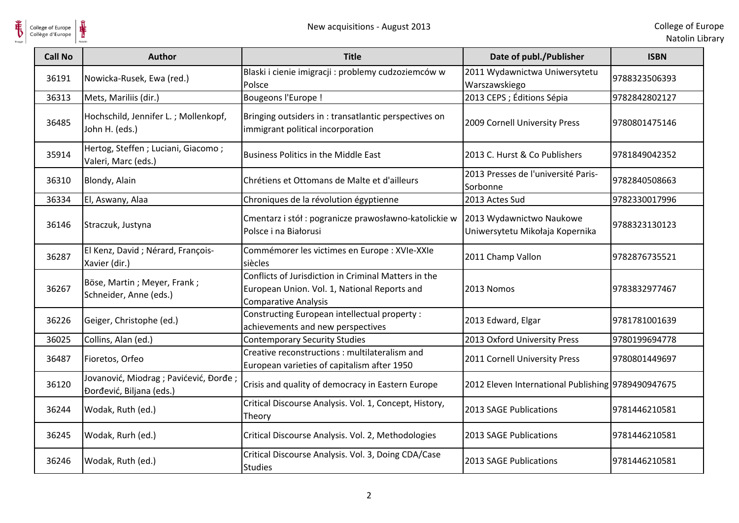| Call No | Author | Title | Date of publ./Publisher | ISBN |
|---|---|---|---|---|
| 36191 | Nowicka-Rusek, Ewa (red.) | Blaski i cienie imigracji : problemy cudzoziemców w Polsce | 2011 Wydawnictwa Uniwersytetu Warszawskiego | 9788323506393 |
| 36313 | Mets, Mariliis (dir.) | Bougeons l'Europe ! | 2013 CEPS ; Éditions Sépia | 9782842802127 |
| 36485 | Hochschild, Jennifer L. ; Mollenkopf, John H. (eds.) | Bringing outsiders in : transatlantic perspectives on immigrant political incorporation | 2009 Cornell University Press | 9780801475146 |
| 35914 | Hertog, Steffen ; Luciani, Giacomo ; Valeri, Marc (eds.) | Business Politics in the Middle East | 2013 C. Hurst & Co Publishers | 9781849042352 |
| 36310 | Blondy, Alain | Chrétiens et Ottomans de Malte et d'ailleurs | 2013 Presses de l'université Paris-Sorbonne | 9782840508663 |
| 36334 | El, Aswany, Alaa | Chroniques de la révolution égyptienne | 2013 Actes Sud | 9782330017996 |
| 36146 | Straczuk, Justyna | Cmentarz i stół : pogranicze prawosławno-katolickie w Polsce i na Białorusi | 2013 Wydawnictwo Naukowe Uniwersytetu Mikołaja Kopernika | 9788323130123 |
| 36287 | El Kenz, David ; Nérard, François-Xavier (dir.) | Commémorer les victimes en Europe : XVIe-XXIe siècles | 2011 Champ Vallon | 9782876735521 |
| 36267 | Böse, Martin ; Meyer, Frank ; Schneider, Anne (eds.) | Conflicts of Jurisdiction in Criminal Matters in the European Union. Vol. 1, National Reports and Comparative Analysis | 2013 Nomos | 9783832977467 |
| 36226 | Geiger, Christophe (ed.) | Constructing European intellectual property : achievements and new perspectives | 2013 Edward, Elgar | 9781781001639 |
| 36025 | Collins, Alan (ed.) | Contemporary Security Studies | 2013 Oxford University Press | 9780199694778 |
| 36487 | Fioretos, Orfeo | Creative reconstructions : multilateralism and European varieties of capitalism after 1950 | 2011 Cornell University Press | 9780801449697 |
| 36120 | Jovanović, Miodrag ; Pavićević, Đorđe ; Đorđević, Biljana (eds.) | Crisis and quality of democracy in Eastern Europe | 2012 Eleven International Publishing | 9789490947675 |
| 36244 | Wodak, Ruth (ed.) | Critical Discourse Analysis. Vol. 1, Concept, History, Theory | 2013 SAGE Publications | 9781446210581 |
| 36245 | Wodak, Rurh (ed.) | Critical Discourse Analysis. Vol. 2, Methodologies | 2013 SAGE Publications | 9781446210581 |
| 36246 | Wodak, Ruth (ed.) | Critical Discourse Analysis. Vol. 3, Doing CDA/Case Studies | 2013 SAGE Publications | 9781446210581 |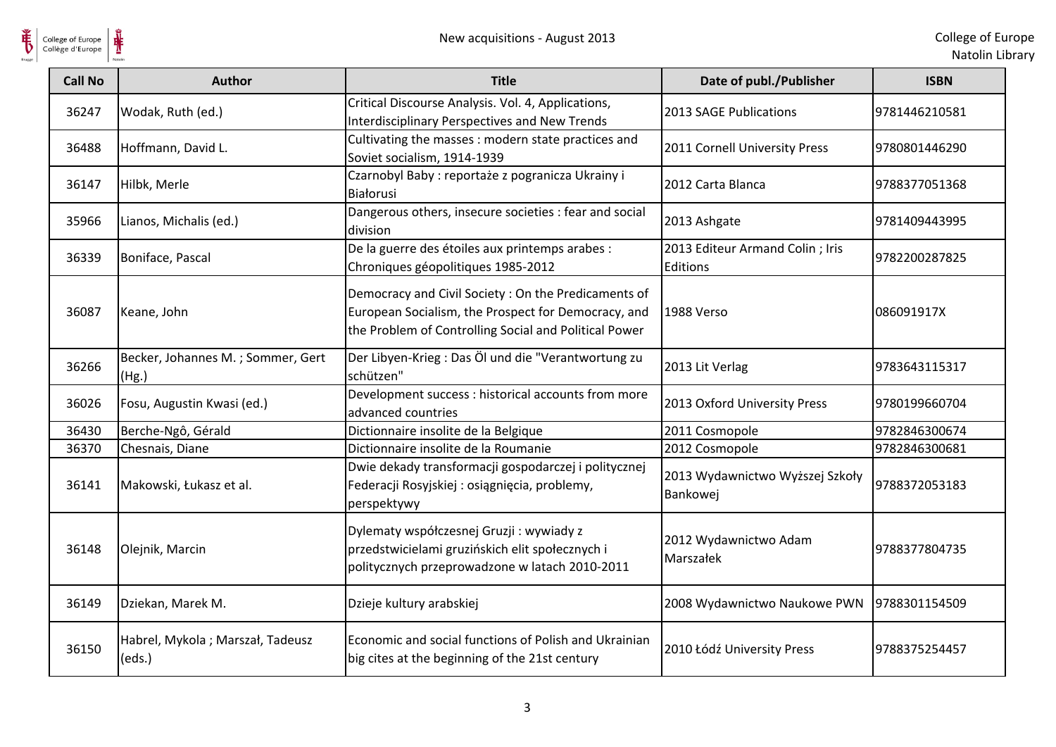| Call No | Author | Title | Date of publ./Publisher | ISBN |
|---|---|---|---|---|
| 36247 | Wodak, Ruth (ed.) | Critical Discourse Analysis. Vol. 4, Applications, Interdisciplinary Perspectives and New Trends | 2013 SAGE Publications | 9781446210581 |
| 36488 | Hoffmann, David L. | Cultivating the masses : modern state practices and Soviet socialism, 1914-1939 | 2011 Cornell University Press | 9780801446290 |
| 36147 | Hilbk, Merle | Czarnobyl Baby : reportaże z pogranicza Ukrainy i Białorusi | 2012 Carta Blanca | 9788377051368 |
| 35966 | Lianos, Michalis (ed.) | Dangerous others, insecure societies : fear and social division | 2013 Ashgate | 9781409443995 |
| 36339 | Boniface, Pascal | De la guerre des étoiles aux printemps arabes : Chroniques géopolitiques 1985-2012 | 2013 Editeur Armand Colin ; Iris Editions | 9782200287825 |
| 36087 | Keane, John | Democracy and Civil Society : On the Predicaments of European Socialism, the Prospect for Democracy, and the Problem of Controlling Social and Political Power | 1988 Verso | 086091917X |
| 36266 | Becker, Johannes M. ; Sommer, Gert (Hg.) | Der Libyen-Krieg : Das Öl und die "Verantwortung zu schützen" | 2013 Lit Verlag | 9783643115317 |
| 36026 | Fosu, Augustin Kwasi (ed.) | Development success : historical accounts from more advanced countries | 2013 Oxford University Press | 9780199660704 |
| 36430 | Berche-Ngô, Gérald | Dictionnaire insolite de la Belgique | 2011 Cosmopole | 9782846300674 |
| 36370 | Chesnais, Diane | Dictionnaire insolite de la Roumanie | 2012 Cosmopole | 9782846300681 |
| 36141 | Makowski, Łukasz et al. | Dwie dekady transformacji gospodarczej i politycznej Federacji Rosyjskiej : osiągnięcia, problemy, perspektywy | 2013 Wydawnictwo Wyższej Szkoły Bankowej | 9788372053183 |
| 36148 | Olejnik, Marcin | Dylematy współczesnej Gruzji : wywiady z przedstwicielami gruzińskich elit społecznych i politycznych przeprowadzone w latach 2010-2011 | 2012 Wydawnictwo Adam Marszałek | 9788377804735 |
| 36149 | Dziekan, Marek M. | Dzieje kultury arabskiej | 2008 Wydawnictwo Naukowe PWN | 9788301154509 |
| 36150 | Habrel, Mykola ; Marszał, Tadeusz (eds.) | Economic and social functions of Polish and Ukrainian big cites at the beginning of the 21st century | 2010 Łódź University Press | 9788375254457 |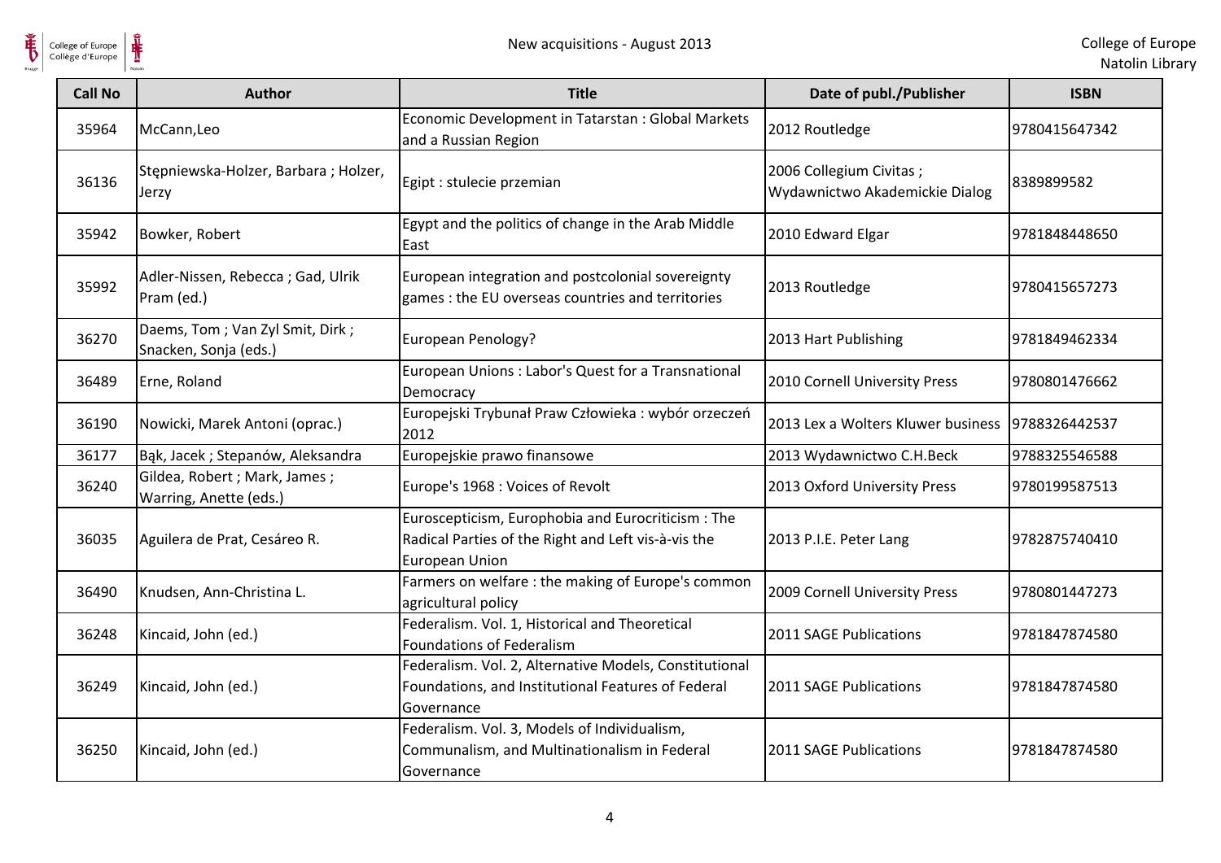| Call No | Author | Title | Date of publ./Publisher | ISBN |
|---|---|---|---|---|
| 35964 | McCann,Leo | Economic Development in Tatarstan : Global Markets and a Russian Region | 2012 Routledge | 9780415647342 |
| 36136 | Stępniewska-Holzer, Barbara ; Holzer, Jerzy | Egipt : stulecie przemian | 2006 Collegium Civitas ; Wydawnictwo Akademickie Dialog | 8389899582 |
| 35942 | Bowker, Robert | Egypt and the politics of change in the Arab Middle East | 2010 Edward Elgar | 9781848448650 |
| 35992 | Adler-Nissen, Rebecca ; Gad, Ulrik Pram (ed.) | European integration and postcolonial sovereignty games : the EU overseas countries and territories | 2013 Routledge | 9780415657273 |
| 36270 | Daems, Tom ; Van Zyl Smit, Dirk ; Snacken, Sonja (eds.) | European Penology? | 2013 Hart Publishing | 9781849462334 |
| 36489 | Erne, Roland | European Unions : Labor's Quest for a Transnational Democracy | 2010 Cornell University Press | 9780801476662 |
| 36190 | Nowicki, Marek Antoni (oprac.) | Europejski Trybunał Praw Człowieka : wybór orzeczeń 2012 | 2013 Lex a Wolters Kluwer business | 9788326442537 |
| 36177 | Bąk, Jacek ; Stepanów, Aleksandra | Europejskie prawo finansowe | 2013 Wydawnictwo C.H.Beck | 9788325546588 |
| 36240 | Gildea, Robert ; Mark, James ; Warring, Anette (eds.) | Europe's 1968 : Voices of Revolt | 2013 Oxford University Press | 9780199587513 |
| 36035 | Aguilera de Prat, Cesáreo R. | Euroscepticism, Europhobia and Eurocriticism : The Radical Parties of the Right and Left vis-à-vis the European Union | 2013 P.I.E. Peter Lang | 9782875740410 |
| 36490 | Knudsen, Ann-Christina L. | Farmers on welfare : the making of Europe's common agricultural policy | 2009 Cornell University Press | 9780801447273 |
| 36248 | Kincaid, John (ed.) | Federalism. Vol. 1, Historical and Theoretical Foundations of Federalism | 2011 SAGE Publications | 9781847874580 |
| 36249 | Kincaid, John (ed.) | Federalism. Vol. 2, Alternative Models, Constitutional Foundations, and Institutional Features of Federal Governance | 2011 SAGE Publications | 9781847874580 |
| 36250 | Kincaid, John (ed.) | Federalism. Vol. 3, Models of Individualism, Communalism, and Multinationalism in Federal Governance | 2011 SAGE Publications | 9781847874580 |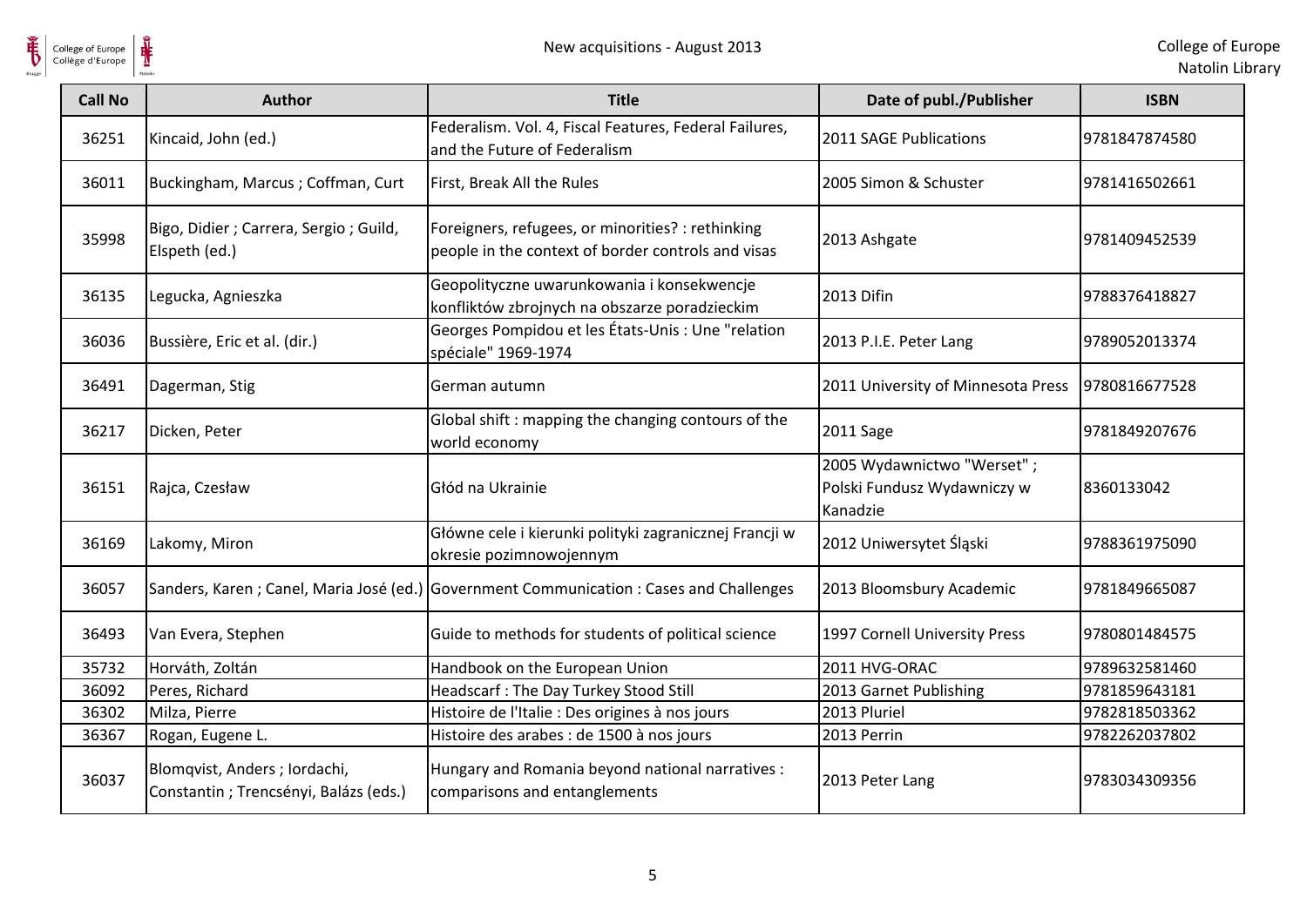| Call No | Author | Title | Date of publ./Publisher | ISBN |
|---|---|---|---|---|
| 36251 | Kincaid, John (ed.) | Federalism. Vol. 4, Fiscal Features, Federal Failures, and the Future of Federalism | 2011 SAGE Publications | 9781847874580 |
| 36011 | Buckingham, Marcus ; Coffman, Curt | First, Break All the Rules | 2005 Simon & Schuster | 9781416502661 |
| 35998 | Bigo, Didier ; Carrera, Sergio ; Guild, Elspeth (ed.) | Foreigners, refugees, or minorities? : rethinking people in the context of border controls and visas | 2013 Ashgate | 9781409452539 |
| 36135 | Legucka, Agnieszka | Geopolityczne uwarunkowania i konsekwencje konfliktów zbrojnych na obszarze poradzieckim | 2013 Difin | 9788376418827 |
| 36036 | Bussière, Eric et al. (dir.) | Georges Pompidou et les États-Unis : Une "relation spéciale" 1969-1974 | 2013 P.I.E. Peter Lang | 9789052013374 |
| 36491 | Dagerman, Stig | German autumn | 2011 University of Minnesota Press | 9780816677528 |
| 36217 | Dicken, Peter | Global shift : mapping the changing contours of the world economy | 2011 Sage | 9781849207676 |
| 36151 | Rajca, Czesław | Głód na Ukrainie | 2005 Wydawnictwo "Werset" ; Polski Fundusz Wydawniczy w Kanadzie | 8360133042 |
| 36169 | Lakomy, Miron | Główne cele i kierunki polityki zagranicznej Francji w okresie pozimnowojennym | 2012 Uniwersytet Śląski | 9788361975090 |
| 36057 | Sanders, Karen ; Canel, Maria José (ed.) | Government Communication : Cases and Challenges | 2013 Bloomsbury Academic | 9781849665087 |
| 36493 | Van Evera, Stephen | Guide to methods for students of political science | 1997 Cornell University Press | 9780801484575 |
| 35732 | Horváth, Zoltán | Handbook on the European Union | 2011 HVG-ORAC | 9789632581460 |
| 36092 | Peres, Richard | Headscarf : The Day Turkey Stood Still | 2013 Garnet Publishing | 9781859643181 |
| 36302 | Milza, Pierre | Histoire de l'Italie : Des origines à nos jours | 2013 Pluriel | 9782818503362 |
| 36367 | Rogan, Eugene L. | Histoire des arabes : de 1500 à nos jours | 2013 Perrin | 9782262037802 |
| 36037 | Blomqvist, Anders ; Iordachi, Constantin ; Trencsényi, Balázs (eds.) | Hungary and Romania beyond national narratives : comparisons and entanglements | 2013 Peter Lang | 9783034309356 |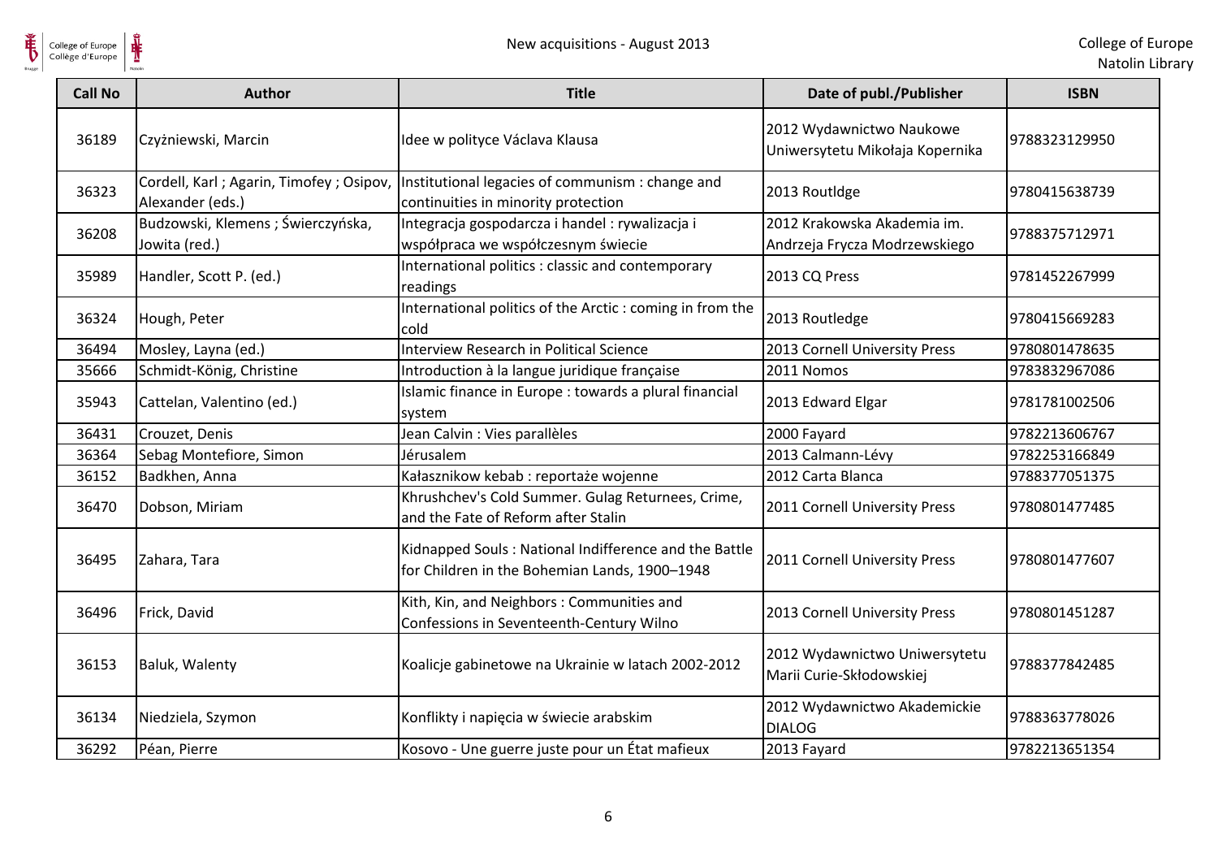| Call No | Author | Title | Date of publ./Publisher | ISBN |
| --- | --- | --- | --- | --- |
| 36189 | Czyżniewski, Marcin | Idee w polityce Václava Klausa | 2012 Wydawnictwo Naukowe Uniwersytetu Mikołaja Kopernika | 9788323129950 |
| 36323 | Cordell, Karl ; Agarin, Timofey ; Osipov, Alexander (eds.) | Institutional legacies of communism : change and continuities in minority protection | 2013 Routldge | 9780415638739 |
| 36208 | Budzowski, Klemens ; Świerczyńska, Jowita (red.) | Integracja gospodarcza i handel : rywalizacja i współpraca we współczesnym świecie | 2012 Krakowska Akademia im. Andrzeja Frycza Modrzewskiego | 9788375712971 |
| 35989 | Handler, Scott P. (ed.) | International politics : classic and contemporary readings | 2013 CQ Press | 9781452267999 |
| 36324 | Hough, Peter | International politics of the Arctic : coming in from the cold | 2013 Routledge | 9780415669283 |
| 36494 | Mosley, Layna (ed.) | Interview Research in Political Science | 2013 Cornell University Press | 9780801478635 |
| 35666 | Schmidt-König, Christine | Introduction à la langue juridique française | 2011 Nomos | 9783832967086 |
| 35943 | Cattelan, Valentino (ed.) | Islamic finance in Europe : towards a plural financial system | 2013 Edward Elgar | 9781781002506 |
| 36431 | Crouzet, Denis | Jean Calvin : Vies parallèles | 2000 Fayard | 9782213606767 |
| 36364 | Sebag Montefiore, Simon | Jérusalem | 2013 Calmann-Lévy | 9782253166849 |
| 36152 | Badkhen, Anna | Kałasznikow kebab : reportaże wojenne | 2012 Carta Blanca | 9788377051375 |
| 36470 | Dobson, Miriam | Khrushchev's Cold Summer. Gulag Returnees, Crime, and the Fate of Reform after Stalin | 2011 Cornell University Press | 9780801477485 |
| 36495 | Zahara, Tara | Kidnapped Souls : National Indifference and the Battle for Children in the Bohemian Lands, 1900–1948 | 2011 Cornell University Press | 9780801477607 |
| 36496 | Frick, David | Kith, Kin, and Neighbors : Communities and Confessions in Seventeenth-Century Wilno | 2013 Cornell University Press | 9780801451287 |
| 36153 | Baluk, Walenty | Koalicje gabinetowe na Ukrainie w latach 2002-2012 | 2012 Wydawnictwo Uniwersytetu Marii Curie-Skłodowskiej | 9788377842485 |
| 36134 | Niedziela, Szymon | Konflikty i napięcia w świecie arabskim | 2012 Wydawnictwo Akademickie DIALOG | 9788363778026 |
| 36292 | Péan, Pierre | Kosovo - Une guerre juste pour un État mafieux | 2013 Fayard | 9782213651354 |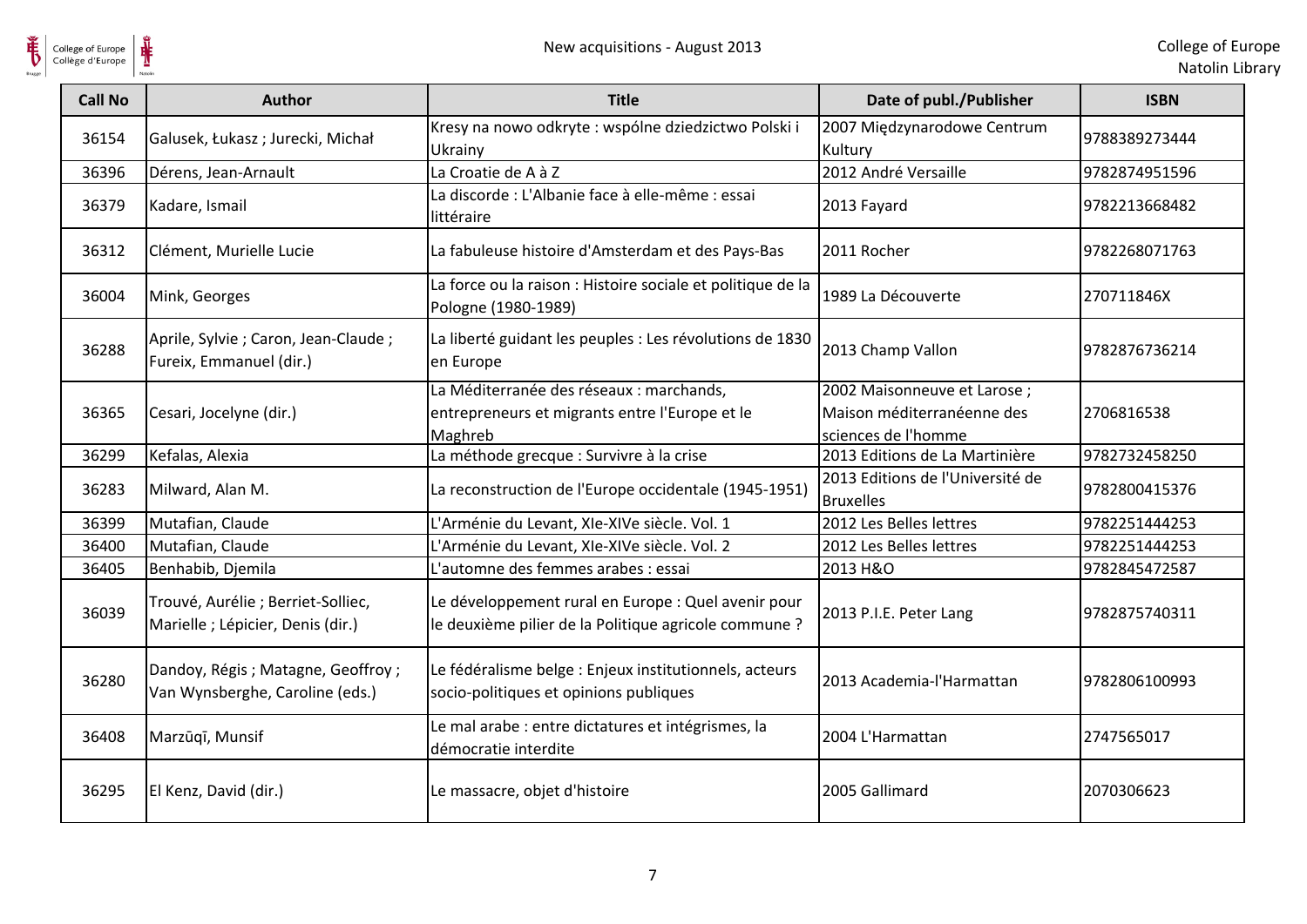| Call No | Author | Title | Date of publ./Publisher | ISBN |
|---|---|---|---|---|
| 36154 | Galusek, Łukasz ; Jurecki, Michał | Kresy na nowo odkryte : wspólne dziedzictwo Polski i Ukrainy | 2007 Międzynarodowe Centrum Kultury | 9788389273444 |
| 36396 | Dérens, Jean-Arnault | La Croatie de A à Z | 2012 André Versaille | 9782874951596 |
| 36379 | Kadare, Ismail | La discorde : L'Albanie face à elle-même : essai littéraire | 2013 Fayard | 9782213668482 |
| 36312 | Clément, Murielle Lucie | La fabuleuse histoire d'Amsterdam et des Pays-Bas | 2011 Rocher | 9782268071763 |
| 36004 | Mink, Georges | La force ou la raison : Histoire sociale et politique de la Pologne (1980-1989) | 1989 La Découverte | 270711846X |
| 36288 | Aprile, Sylvie ; Caron, Jean-Claude ; Fureix, Emmanuel (dir.) | La liberté guidant les peuples : Les révolutions de 1830 en Europe | 2013 Champ Vallon | 9782876736214 |
| 36365 | Cesari, Jocelyne (dir.) | La Méditerranée des réseaux : marchands, entrepreneurs et migrants entre l'Europe et le Maghreb | 2002 Maisonneuve et Larose ; Maison méditerranéenne des sciences de l'homme | 2706816538 |
| 36299 | Kefalas, Alexia | La méthode grecque : Survivre à la crise | 2013 Editions de La Martinière | 9782732458250 |
| 36283 | Milward, Alan M. | La reconstruction de l'Europe occidentale (1945-1951) | 2013 Editions de l'Université de Bruxelles | 9782800415376 |
| 36399 | Mutafian, Claude | L'Arménie du Levant, XIe-XIVe siècle. Vol. 1 | 2012 Les Belles lettres | 9782251444253 |
| 36400 | Mutafian, Claude | L'Arménie du Levant, XIe-XIVe siècle. Vol. 2 | 2012 Les Belles lettres | 9782251444253 |
| 36405 | Benhabib, Djemila | L'automne des femmes arabes : essai | 2013 H&O | 9782845472587 |
| 36039 | Trouvé, Aurélie ; Berriet-Solliec, Marielle ; Lépicier, Denis (dir.) | Le développement rural en Europe : Quel avenir pour le deuxième pilier de la Politique agricole commune ? | 2013 P.I.E. Peter Lang | 9782875740311 |
| 36280 | Dandoy, Régis ; Matagne, Geoffroy ; Van Wynsberghe, Caroline (eds.) | Le fédéralisme belge : Enjeux institutionnels, acteurs socio-politiques et opinions publiques | 2013 Academia-l'Harmattan | 9782806100993 |
| 36408 | Marzūqī, Munsif | Le mal arabe : entre dictatures et intégrismes, la démocratie interdite | 2004 L'Harmattan | 2747565017 |
| 36295 | El Kenz, David (dir.) | Le massacre, objet d'histoire | 2005 Gallimard | 2070306623 |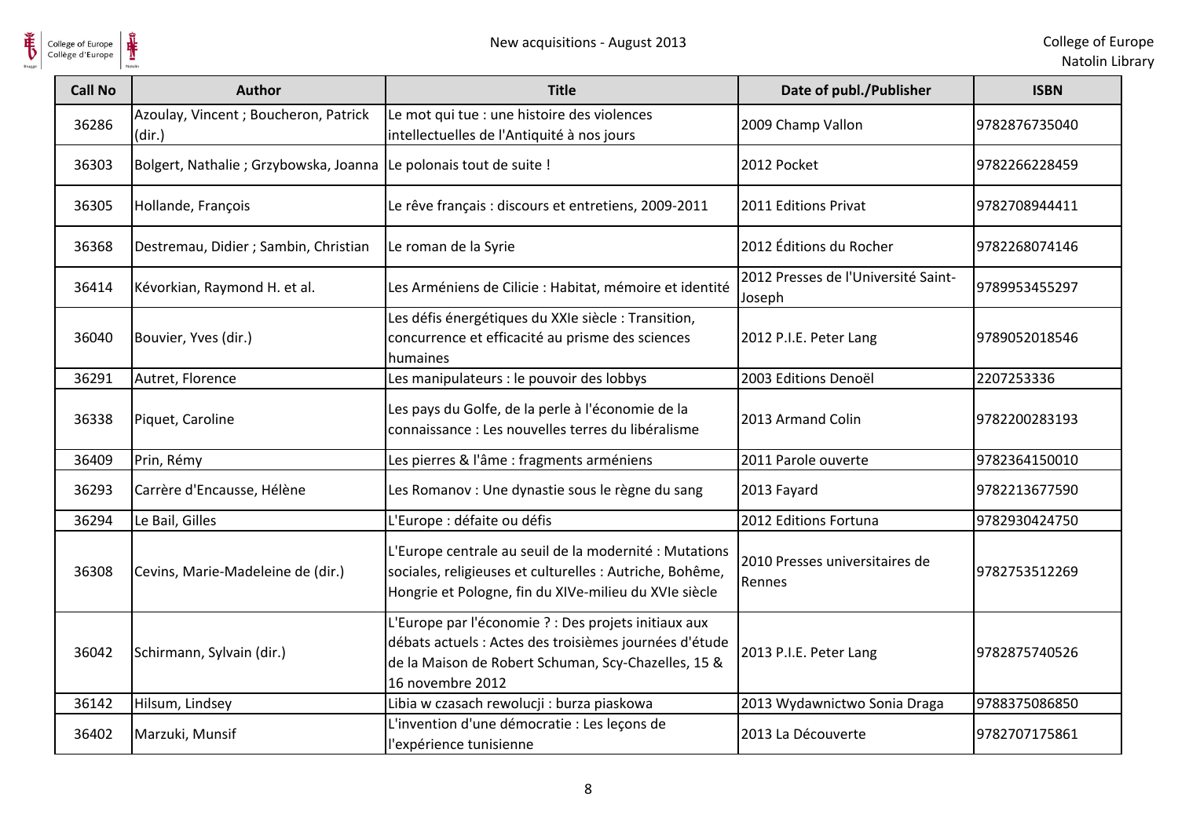| Call No | Author | Title | Date of publ./Publisher | ISBN |
|---|---|---|---|---|
| 36286 | Azoulay, Vincent ; Boucheron, Patrick (dir.) | Le mot qui tue : une histoire des violences intellectuelles de l'Antiquité à nos jours | 2009 Champ Vallon | 9782876735040 |
| 36303 | Bolgert, Nathalie ; Grzybowska, Joanna | Le polonais tout de suite ! | 2012 Pocket | 9782266228459 |
| 36305 | Hollande, François | Le rêve français : discours et entretiens, 2009-2011 | 2011 Editions Privat | 9782708944411 |
| 36368 | Destremau, Didier ; Sambin, Christian | Le roman de la Syrie | 2012 Éditions du Rocher | 9782268074146 |
| 36414 | Kévorkian, Raymond H. et al. | Les Arméniens de Cilicie : Habitat, mémoire et identité | 2012 Presses de l'Université Saint-Joseph | 9789953455297 |
| 36040 | Bouvier, Yves (dir.) | Les défis énergétiques du XXIe siècle : Transition, concurrence et efficacité au prisme des sciences humaines | 2012 P.I.E. Peter Lang | 9789052018546 |
| 36291 | Autret, Florence | Les manipulateurs : le pouvoir des lobbys | 2003 Editions Denoël | 2207253336 |
| 36338 | Piquet, Caroline | Les pays du Golfe, de la perle à l'économie de la connaissance : Les nouvelles terres du libéralisme | 2013 Armand Colin | 9782200283193 |
| 36409 | Prin, Rémy | Les pierres & l'âme : fragments arméniens | 2011 Parole ouverte | 9782364150010 |
| 36293 | Carrère d'Encausse, Hélène | Les Romanov : Une dynastie sous le règne du sang | 2013 Fayard | 9782213677590 |
| 36294 | Le Bail, Gilles | L'Europe : défaite ou défis | 2012 Editions Fortuna | 9782930424750 |
| 36308 | Cevins, Marie-Madeleine de (dir.) | L'Europe centrale au seuil de la modernité : Mutations sociales, religieuses et culturelles : Autriche, Bohême, Hongrie et Pologne, fin du XIVe-milieu du XVIe siècle | 2010 Presses universitaires de Rennes | 9782753512269 |
| 36042 | Schirmann, Sylvain (dir.) | L'Europe par l'économie ? : Des projets initiaux aux débats actuels : Actes des troisièmes journées d'étude de la Maison de Robert Schuman, Scy-Chazelles, 15 & 16 novembre 2012 | 2013 P.I.E. Peter Lang | 9782875740526 |
| 36142 | Hilsum, Lindsey | Libia w czasach rewolucji : burza piaskowa | 2013 Wydawnictwo Sonia Draga | 9788375086850 |
| 36402 | Marzuki, Munsif | L'invention d'une démocratie : Les leçons de l'expérience tunisienne | 2013 La Découverte | 9782707175861 |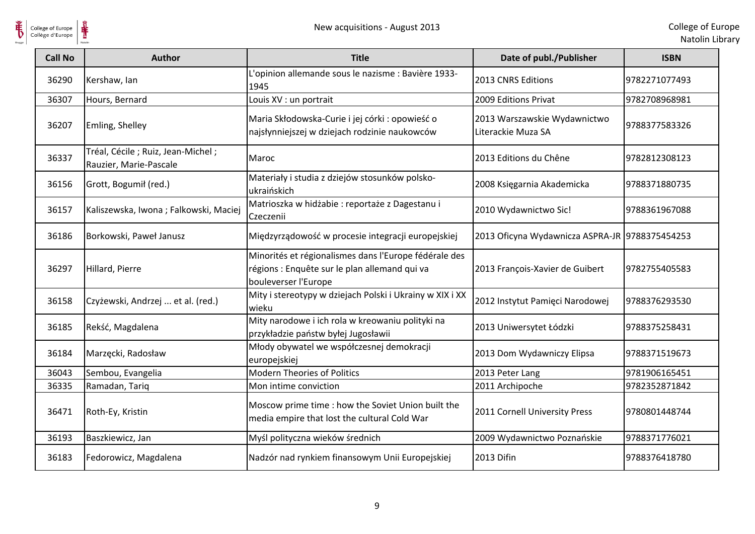| Call No | Author | Title | Date of publ./Publisher | ISBN |
|---|---|---|---|---|
| 36290 | Kershaw, Ian | L'opinion allemande sous le nazisme : Bavière 1933-1945 | 2013 CNRS Editions | 9782271077493 |
| 36307 | Hours, Bernard | Louis XV : un portrait | 2009 Editions Privat | 9782708968981 |
| 36207 | Emling, Shelley | Maria Skłodowska-Curie i jej córki : opowieść o najsłynniejszej w dziejach rodzinie naukowców | 2013 Warszawskie Wydawnictwo Literackie Muza SA | 9788377583326 |
| 36337 | Tréal, Cécile ; Ruiz, Jean-Michel ; Rauzier, Marie-Pascale | Maroc | 2013 Editions du Chêne | 9782812308123 |
| 36156 | Grott, Bogumił (red.) | Materiały i studia z dziejów stosunków polsko-ukraińskich | 2008 Księgarnia Akademicka | 9788371880735 |
| 36157 | Kaliszewska, Iwona ; Falkowski, Maciej | Matrioszka w hidżabie : reportaże z Dagestanu i Czeczenii | 2010 Wydawnictwo Sic! | 9788361967088 |
| 36186 | Borkowski, Paweł Janusz | Międzyrządowość w procesie integracji europejskiej | 2013 Oficyna Wydawnicza ASPRA-JR | 9788375454253 |
| 36297 | Hillard, Pierre | Minorités et régionalismes dans l'Europe fédérale des régions : Enquête sur le plan allemand qui va bouleverser l'Europe | 2013 François-Xavier de Guibert | 9782755405583 |
| 36158 | Czyżewski, Andrzej ... et al. (red.) | Mity i stereotypy w dziejach Polski i Ukrainy w XIX i XX wieku | 2012 Instytut Pamięci Narodowej | 9788376293530 |
| 36185 | Rekść, Magdalena | Mity narodowe i ich rola w kreowaniu polityki na przykładzie państw byłej Jugosławii | 2013 Uniwersytet Łódzki | 9788375258431 |
| 36184 | Marzęcki, Radosław | Młody obywatel we współczesnej demokracji europejskiej | 2013 Dom Wydawniczy Elipsa | 9788371519673 |
| 36043 | Sembou, Evangelia | Modern Theories of Politics | 2013 Peter Lang | 9781906165451 |
| 36335 | Ramadan, Tariq | Mon intime conviction | 2011 Archipoche | 9782352871842 |
| 36471 | Roth-Ey, Kristin | Moscow prime time : how the Soviet Union built the media empire that lost the cultural Cold War | 2011 Cornell University Press | 9780801448744 |
| 36193 | Baszkiewicz, Jan | Myśl polityczna wieków średnich | 2009 Wydawnictwo Poznańskie | 9788371776021 |
| 36183 | Fedorowicz, Magdalena | Nadzór nad rynkiem finansowym Unii Europejskiej | 2013 Difin | 9788376418780 |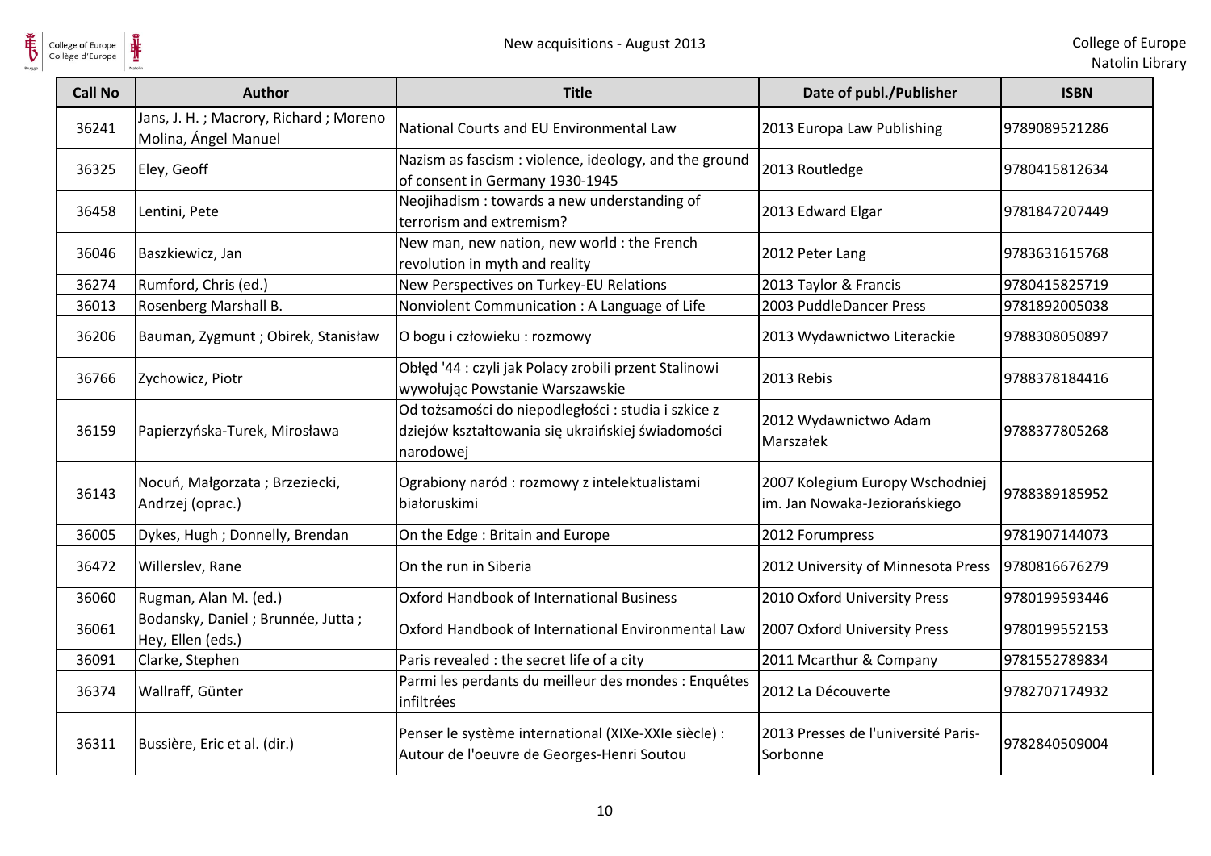| Call No | Author | Title | Date of publ./Publisher | ISBN |
|---|---|---|---|---|
| 36241 | Jans, J. H. ; Macrory, Richard ; Moreno Molina, Ángel Manuel | National Courts and EU Environmental Law | 2013 Europa Law Publishing | 9789089521286 |
| 36325 | Eley, Geoff | Nazism as fascism : violence, ideology, and the ground of consent in Germany 1930-1945 | 2013 Routledge | 9780415812634 |
| 36458 | Lentini, Pete | Neojihadism : towards a new understanding of terrorism and extremism? | 2013 Edward Elgar | 9781847207449 |
| 36046 | Baszkiewicz, Jan | New man, new nation, new world : the French revolution in myth and reality | 2012 Peter Lang | 9783631615768 |
| 36274 | Rumford, Chris (ed.) | New Perspectives on Turkey-EU Relations | 2013 Taylor & Francis | 9780415825719 |
| 36013 | Rosenberg Marshall B. | Nonviolent Communication : A Language of Life | 2003 PuddleDancer Press | 9781892005038 |
| 36206 | Bauman, Zygmunt ; Obirek, Stanisław | O bogu i człowieku : rozmowy | 2013 Wydawnictwo Literackie | 9788308050897 |
| 36766 | Zychowicz, Piotr | Obłęd '44 : czyli jak Polacy zrobili przent Stalinowi wywołując Powstanie Warszawskie | 2013 Rebis | 9788378184416 |
| 36159 | Papierzyńska-Turek, Mirosława | Od tożsamości do niepodległości : studia i szkice z dziejów kształtowania się ukraińskiej świadomości narodowej | 2012 Wydawnictwo Adam Marszałek | 9788377805268 |
| 36143 | Nocuń, Małgorzata ; Brzeziecki, Andrzej (oprac.) | Ograbiony naród : rozmowy z intelektualistami białoruskimi | 2007 Kolegium Europy Wschodniej im. Jan Nowaka-Jeziorańskiego | 9788389185952 |
| 36005 | Dykes, Hugh ; Donnelly, Brendan | On the Edge : Britain and Europe | 2012 Forumpress | 9781907144073 |
| 36472 | Willerslev, Rane | On the run in Siberia | 2012 University of Minnesota Press | 9780816676279 |
| 36060 | Rugman, Alan M. (ed.) | Oxford Handbook of International Business | 2010 Oxford University Press | 9780199593446 |
| 36061 | Bodansky, Daniel ; Brunnée, Jutta ; Hey, Ellen (eds.) | Oxford Handbook of International Environmental Law | 2007 Oxford University Press | 9780199552153 |
| 36091 | Clarke, Stephen | Paris revealed : the secret life of a city | 2011 Mcarthur & Company | 9781552789834 |
| 36374 | Wallraff, Günter | Parmi les perdants du meilleur des mondes : Enquêtes infiltrées | 2012 La Découverte | 9782707174932 |
| 36311 | Bussière, Eric et al. (dir.) | Penser le système international (XIXe-XXIe siècle) : Autour de l'oeuvre de Georges-Henri Soutou | 2013 Presses de l'université Paris-Sorbonne | 9782840509004 |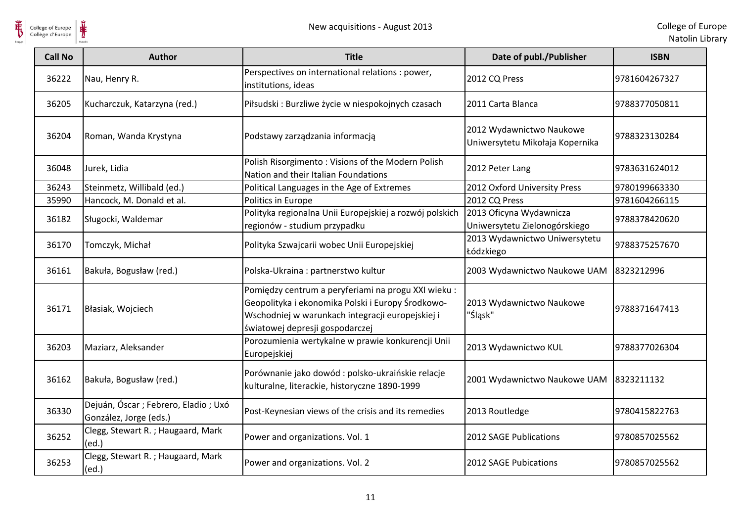| Call No | Author | Title | Date of publ./Publisher | ISBN |
|---|---|---|---|---|
| 36222 | Nau, Henry R. | Perspectives on international relations : power, institutions, ideas | 2012 CQ Press | 9781604267327 |
| 36205 | Kucharczuk, Katarzyna (red.) | Piłsudski : Burzliwe życie w niespokojnych czasach | 2011 Carta Blanca | 9788377050811 |
| 36204 | Roman, Wanda Krystyna | Podstawy zarządzania informacją | 2012 Wydawnictwo Naukowe Uniwersytetu Mikołaja Kopernika | 9788323130284 |
| 36048 | Jurek, Lidia | Polish Risorgimento : Visions of the Modern Polish Nation and their Italian Foundations | 2012 Peter Lang | 9783631624012 |
| 36243 | Steinmetz, Willibald (ed.) | Political Languages in the Age of Extremes | 2012 Oxford University Press | 9780199663330 |
| 35990 | Hancock, M. Donald et al. | Politics in Europe | 2012 CQ Press | 9781604266115 |
| 36182 | Sługocki, Waldemar | Polityka regionalna Unii Europejskiej a rozwój polskich regionów - studium przypadku | 2013 Oficyna Wydawnicza Uniwersytetu Zielonogórskiego | 9788378420620 |
| 36170 | Tomczyk, Michał | Polityka Szwajcarii wobec Unii Europejskiej | 2013 Wydawnictwo Uniwersytetu Łódzkiego | 9788375257670 |
| 36161 | Bakuła, Bogusław (red.) | Polska-Ukraina : partnerstwo kultur | 2003 Wydawnictwo Naukowe UAM | 8323212996 |
| 36171 | Błasiak, Wojciech | Pomiędzy centrum a peryferiami na progu XXI wieku : Geopolityka i ekonomika Polski i Europy Środkowo-Wschodniej w warunkach integracji europejskiej i światowej depresji gospodarczej | 2013 Wydawnictwo Naukowe "Śląsk" | 9788371647413 |
| 36203 | Maziarz, Aleksander | Porozumienia wertykalne w prawie konkurencji Unii Europejskiej | 2013 Wydawnictwo KUL | 9788377026304 |
| 36162 | Bakuła, Bogusław (red.) | Porównanie jako dowód : polsko-ukraińskie relacje kulturalne, literackie, historyczne 1890-1999 | 2001 Wydawnictwo Naukowe UAM | 8323211132 |
| 36330 | Dejuán, Óscar ; Febrero, Eladio ; Uxó González, Jorge (eds.) | Post-Keynesian views of the crisis and its remedies | 2013 Routledge | 9780415822763 |
| 36252 | Clegg, Stewart R. ; Haugaard, Mark (ed.) | Power and organizations. Vol. 1 | 2012 SAGE Publications | 9780857025562 |
| 36253 | Clegg, Stewart R. ; Haugaard, Mark (ed.) | Power and organizations. Vol. 2 | 2012 SAGE Pubications | 9780857025562 |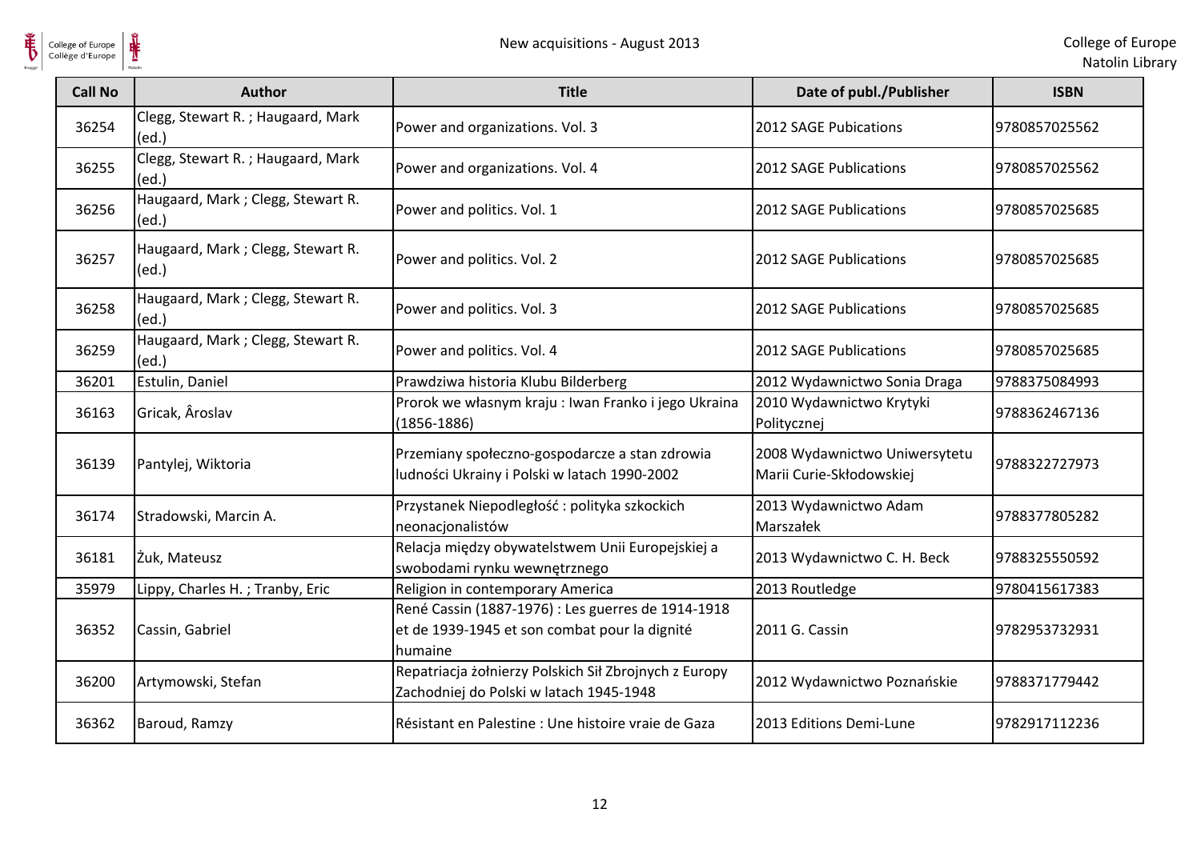| Call No | Author | Title | Date of publ./Publisher | ISBN |
|---|---|---|---|---|
| 36254 | Clegg, Stewart R. ; Haugaard, Mark (ed.) | Power and organizations. Vol. 3 | 2012 SAGE Pubications | 9780857025562 |
| 36255 | Clegg, Stewart R. ; Haugaard, Mark (ed.) | Power and organizations. Vol. 4 | 2012 SAGE Publications | 9780857025562 |
| 36256 | Haugaard, Mark ; Clegg, Stewart R. (ed.) | Power and politics. Vol. 1 | 2012 SAGE Publications | 9780857025685 |
| 36257 | Haugaard, Mark ; Clegg, Stewart R. (ed.) | Power and politics. Vol. 2 | 2012 SAGE Publications | 9780857025685 |
| 36258 | Haugaard, Mark ; Clegg, Stewart R. (ed.) | Power and politics. Vol. 3 | 2012 SAGE Publications | 9780857025685 |
| 36259 | Haugaard, Mark ; Clegg, Stewart R. (ed.) | Power and politics. Vol. 4 | 2012 SAGE Publications | 9780857025685 |
| 36201 | Estulin, Daniel | Prawdziwa historia Klubu Bilderberg | 2012 Wydawnictwo Sonia Draga | 9788375084993 |
| 36163 | Gricak, Âroslav | Prorok we własnym kraju : Iwan Franko i jego Ukraina (1856-1886) | 2010 Wydawnictwo Krytyki Politycznej | 9788362467136 |
| 36139 | Pantylej, Wiktoria | Przemiany społeczno-gospodarcze a stan zdrowia ludności Ukrainy i Polski w latach 1990-2002 | 2008 Wydawnictwo Uniwersytetu Marii Curie-Skłodowskiej | 9788322727973 |
| 36174 | Stradowski, Marcin A. | Przystanek Niepodległość : polityka szkockich neonacjonalistów | 2013 Wydawnictwo Adam Marszałek | 9788377805282 |
| 36181 | Żuk, Mateusz | Relacja między obywatelstwem Unii Europejskiej a swobodami rynku wewnętrznego | 2013 Wydawnictwo C. H. Beck | 9788325550592 |
| 35979 | Lippy, Charles H. ; Tranby, Eric | Religion in contemporary America | 2013 Routledge | 9780415617383 |
| 36352 | Cassin, Gabriel | René Cassin (1887-1976) : Les guerres de 1914-1918 et de 1939-1945 et son combat pour la dignité humaine | 2011 G. Cassin | 9782953732931 |
| 36200 | Artymowski, Stefan | Repatriacja żołnierzy Polskich Sił Zbrojnych z Europy Zachodniej do Polski w latach 1945-1948 | 2012 Wydawnictwo Poznańskie | 9788371779442 |
| 36362 | Baroud, Ramzy | Résistant en Palestine : Une histoire vraie de Gaza | 2013 Editions Demi-Lune | 9782917112236 |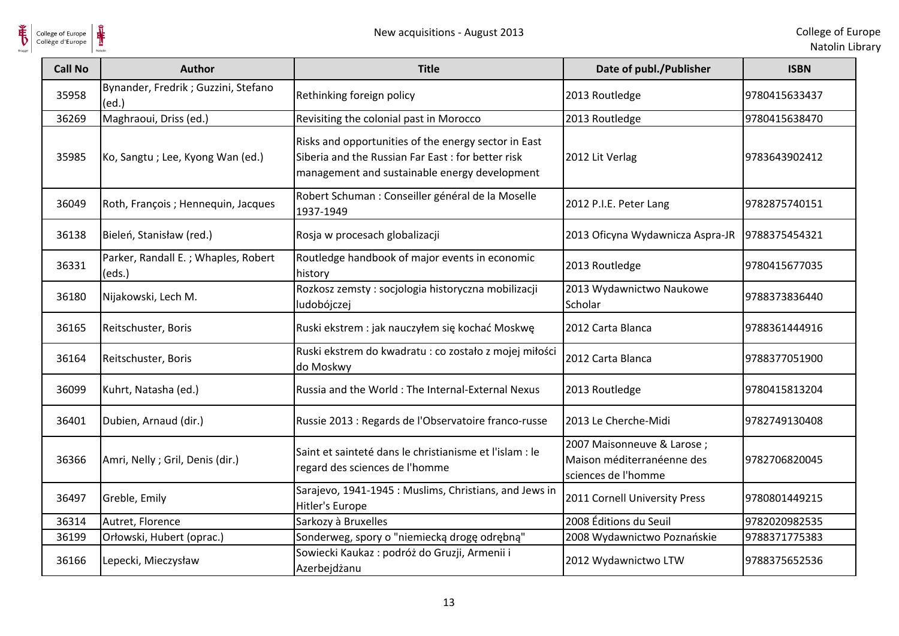| Call No | Author | Title | Date of publ./Publisher | ISBN |
|---|---|---|---|---|
| 35958 | Bynander, Fredrik ; Guzzini, Stefano (ed.) | Rethinking foreign policy | 2013 Routledge | 9780415633437 |
| 36269 | Maghraoui, Driss (ed.) | Revisiting the colonial past in Morocco | 2013 Routledge | 9780415638470 |
| 35985 | Ko, Sangtu ; Lee, Kyong Wan (ed.) | Risks and opportunities of the energy sector in East Siberia and the Russian Far East : for better risk management and sustainable energy development | 2012 Lit Verlag | 9783643902412 |
| 36049 | Roth, François ; Hennequin, Jacques | Robert Schuman : Conseiller général de la Moselle 1937-1949 | 2012 P.I.E. Peter Lang | 9782875740151 |
| 36138 | Bieleń, Stanisław (red.) | Rosja w procesach globalizacji | 2013 Oficyna Wydawnicza Aspra-JR | 9788375454321 |
| 36331 | Parker, Randall E. ; Whaples, Robert (eds.) | Routledge handbook of major events in economic history | 2013 Routledge | 9780415677035 |
| 36180 | Nijakowski, Lech M. | Rozkosz zemsty : socjologia historyczna mobilizacji ludobójczej | 2013 Wydawnictwo Naukowe Scholar | 9788373836440 |
| 36165 | Reitschuster, Boris | Ruski ekstrem : jak nauczyłem się kochać Moskwę | 2012 Carta Blanca | 9788361444916 |
| 36164 | Reitschuster, Boris | Ruski ekstrem do kwadratu : co zostało z mojej miłości do Moskwy | 2012 Carta Blanca | 9788377051900 |
| 36099 | Kuhrt, Natasha (ed.) | Russia and the World : The Internal-External Nexus | 2013 Routledge | 9780415813204 |
| 36401 | Dubien, Arnaud (dir.) | Russie 2013 : Regards de l'Observatoire franco-russe | 2013 Le Cherche-Midi | 9782749130408 |
| 36366 | Amri, Nelly ; Gril, Denis (dir.) | Saint et sainteté dans le christianisme et l'islam : le regard des sciences de l'homme | 2007 Maisonneuve & Larose ; Maison méditerranéenne des sciences de l'homme | 9782706820045 |
| 36497 | Greble, Emily | Sarajevo, 1941-1945 : Muslims, Christians, and Jews in Hitler's Europe | 2011 Cornell University Press | 9780801449215 |
| 36314 | Autret, Florence | Sarkozy à Bruxelles | 2008 Éditions du Seuil | 9782020982535 |
| 36199 | Orłowski, Hubert (oprac.) | Sonderweg, spory o "niemiecką drogę odrębną" | 2008 Wydawnictwo Poznańskie | 9788371775383 |
| 36166 | Lepecki, Mieczysław | Sowiecki Kaukaz : podróż do Gruzji, Armenii i Azerbejdżanu | 2012 Wydawnictwo LTW | 9788375652536 |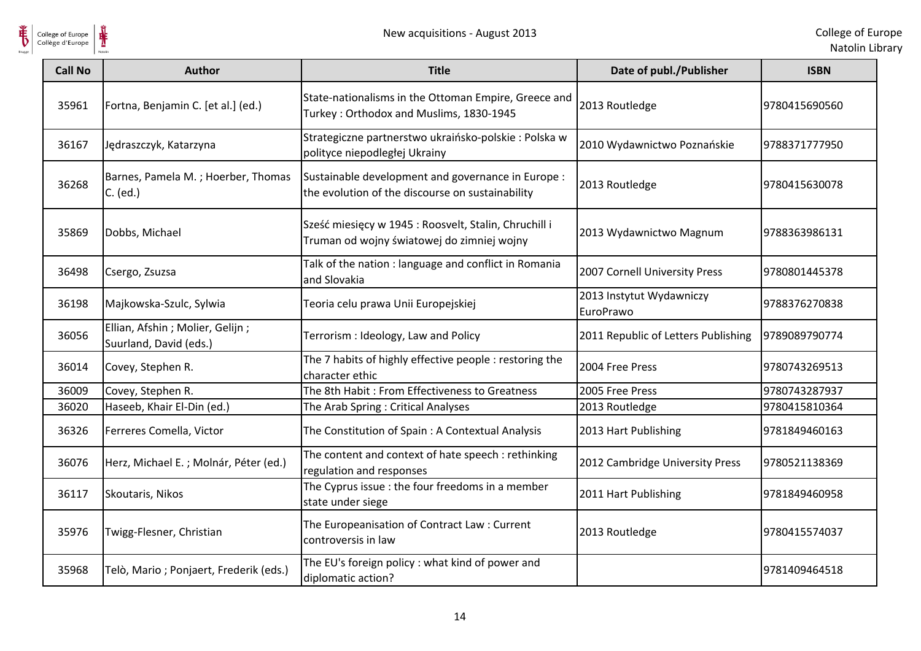| Call No | Author | Title | Date of publ./Publisher | ISBN |
|---|---|---|---|---|
| 35961 | Fortna, Benjamin C. [et al.] (ed.) | State-nationalisms in the Ottoman Empire, Greece and Turkey : Orthodox and Muslims, 1830-1945 | 2013 Routledge | 9780415690560 |
| 36167 | Jędraszczyk, Katarzyna | Strategiczne partnerstwo ukraińsko-polskie : Polska w polityce niepodległej Ukrainy | 2010 Wydawnictwo Poznańskie | 9788371777950 |
| 36268 | Barnes, Pamela M. ; Hoerber, Thomas C. (ed.) | Sustainable development and governance in Europe : the evolution of the discourse on sustainability | 2013 Routledge | 9780415630078 |
| 35869 | Dobbs, Michael | Sześć miesięcy w 1945 : Roosvelt, Stalin, Chruchill i Truman od wojny światowej do zimniej wojny | 2013 Wydawnictwo Magnum | 9788363986131 |
| 36498 | Csergo, Zsuzsa | Talk of the nation : language and conflict in Romania and Slovakia | 2007 Cornell University Press | 9780801445378 |
| 36198 | Majkowska-Szulc, Sylwia | Teoria celu prawa Unii Europejskiej | 2013 Instytut Wydawniczy EuroPrawo | 9788376270838 |
| 36056 | Ellian, Afshin ; Molier, Gelijn ; Suurland, David (eds.) | Terrorism : Ideology, Law and Policy | 2011 Republic of Letters Publishing | 9789089790774 |
| 36014 | Covey, Stephen R. | The 7 habits of highly effective people : restoring the character ethic | 2004 Free Press | 9780743269513 |
| 36009 | Covey, Stephen R. | The 8th Habit : From Effectiveness to Greatness | 2005 Free Press | 9780743287937 |
| 36020 | Haseeb, Khair El-Din (ed.) | The Arab Spring : Critical Analyses | 2013 Routledge | 9780415810364 |
| 36326 | Ferreres Comella, Victor | The Constitution of Spain : A Contextual Analysis | 2013 Hart Publishing | 9781849460163 |
| 36076 | Herz, Michael E. ; Molnár, Péter (ed.) | The content and context of hate speech : rethinking regulation and responses | 2012 Cambridge University Press | 9780521138369 |
| 36117 | Skoutaris, Nikos | The Cyprus issue : the four freedoms in a member state under siege | 2011 Hart Publishing | 9781849460958 |
| 35976 | Twigg-Flesner, Christian | The Europeanisation of Contract Law : Current controversis in law | 2013 Routledge | 9780415574037 |
| 35968 | Telò, Mario ; Ponjaert, Frederik (eds.) | The EU's foreign policy : what kind of power and diplomatic action? | | 9781409464518 |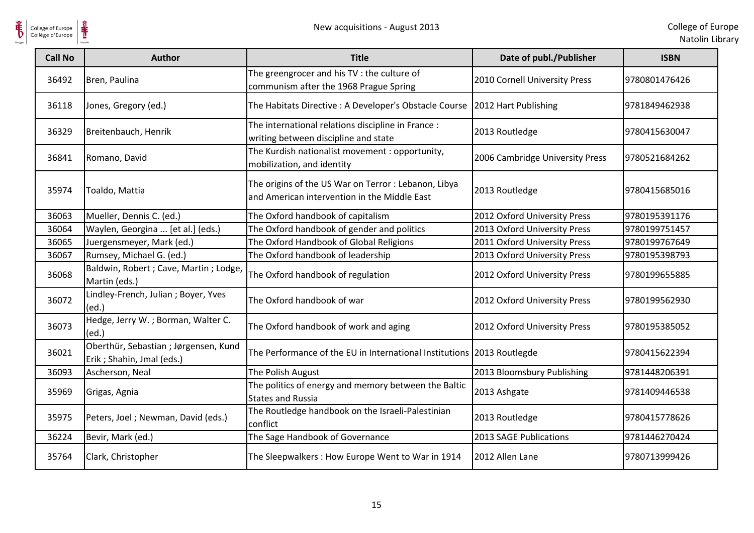| Call No | Author | Title | Date of publ./Publisher | ISBN |
| --- | --- | --- | --- | --- |
| 36492 | Bren, Paulina | The greengrocer and his TV : the culture of communism after the 1968 Prague Spring | 2010 Cornell University Press | 9780801476426 |
| 36118 | Jones, Gregory (ed.) | The Habitats Directive : A Developer's Obstacle Course | 2012 Hart Publishing | 9781849462938 |
| 36329 | Breitenbauch, Henrik | The international relations discipline in France : writing between discipline and state | 2013 Routledge | 9780415630047 |
| 36841 | Romano, David | The Kurdish nationalist movement : opportunity, mobilization, and identity | 2006 Cambridge University Press | 9780521684262 |
| 35974 | Toaldo, Mattia | The origins of the US War on Terror : Lebanon, Libya and American intervention in the Middle East | 2013 Routledge | 9780415685016 |
| 36063 | Mueller, Dennis C. (ed.) | The Oxford handbook of capitalism | 2012 Oxford University Press | 9780195391176 |
| 36064 | Waylen, Georgina ... [et al.] (eds.) | The Oxford handbook of gender and politics | 2013 Oxford University Press | 9780199751457 |
| 36065 | Juergensmeyer, Mark (ed.) | The Oxford Handbook of Global Religions | 2011 Oxford University Press | 9780199767649 |
| 36067 | Rumsey, Michael G. (ed.) | The Oxford handbook of leadership | 2013 Oxford University Press | 9780195398793 |
| 36068 | Baldwin, Robert ; Cave, Martin ; Lodge, Martin (eds.) | The Oxford handbook of regulation | 2012 Oxford University Press | 9780199655885 |
| 36072 | Lindley-French, Julian ; Boyer, Yves (ed.) | The Oxford handbook of war | 2012 Oxford University Press | 9780199562930 |
| 36073 | Hedge, Jerry W. ; Borman, Walter C. (ed.) | The Oxford handbook of work and aging | 2012 Oxford University Press | 9780195385052 |
| 36021 | Oberthür, Sebastian ; Jørgensen, Kund Erik ; Shahin, Jmal (eds.) | The Performance of the EU in International Institutions | 2013 Routlegde | 9780415622394 |
| 36093 | Ascherson, Neal | The Polish August | 2013 Bloomsbury Publishing | 9781448206391 |
| 35969 | Grigas, Agnia | The politics of energy and memory between the Baltic States and Russia | 2013 Ashgate | 9781409446538 |
| 35975 | Peters, Joel ; Newman, David (eds.) | The Routledge handbook on the Israeli-Palestinian conflict | 2013 Routledge | 9780415778626 |
| 36224 | Bevir, Mark (ed.) | The Sage Handbook of Governance | 2013 SAGE Publications | 9781446270424 |
| 35764 | Clark, Christopher | The Sleepwalkers : How Europe Went to War in 1914 | 2012 Allen Lane | 9780713999426 |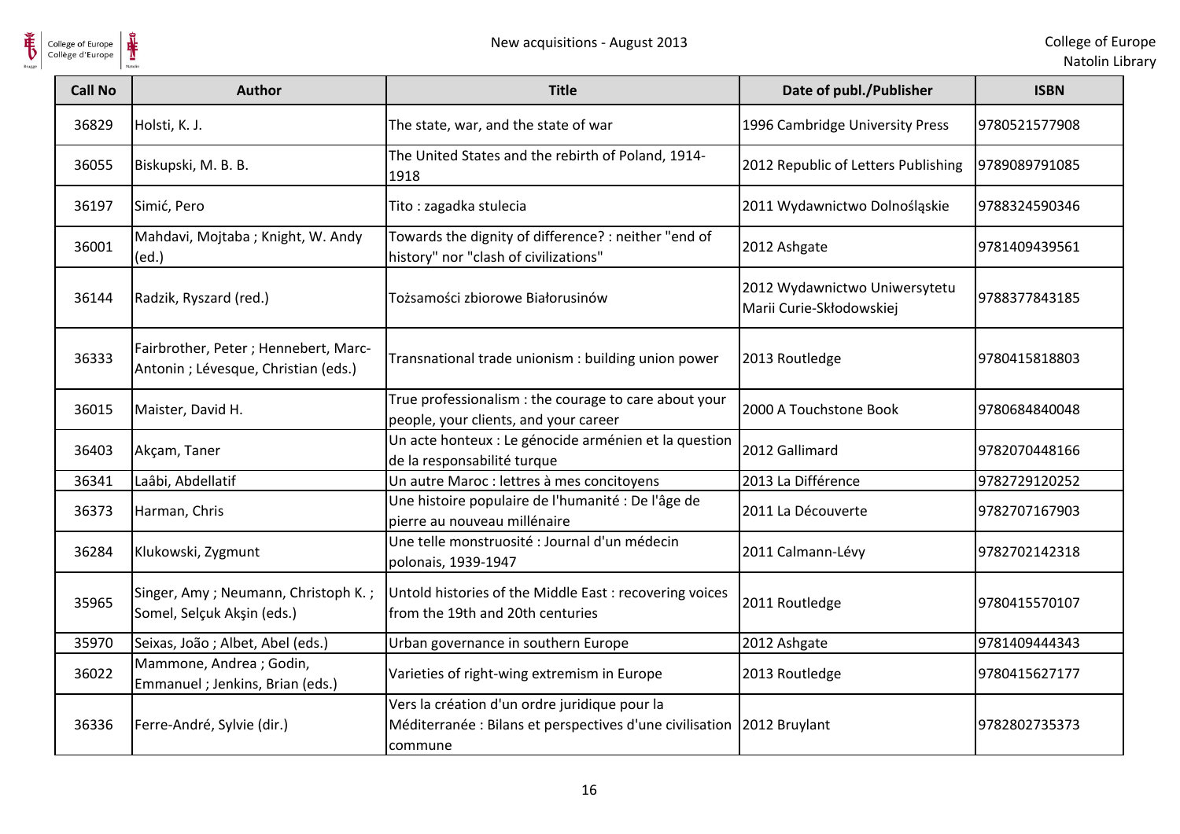| Call No | Author | Title | Date of publ./Publisher | ISBN |
| --- | --- | --- | --- | --- |
| 36829 | Holsti, K. J. | The state, war, and the state of war | 1996 Cambridge University Press | 9780521577908 |
| 36055 | Biskupski, M. B. B. | The United States and the rebirth of Poland, 1914-1918 | 2012 Republic of Letters Publishing | 9789089791085 |
| 36197 | Simić, Pero | Tito : zagadka stulecia | 2011 Wydawnictwo Dolnośląskie | 9788324590346 |
| 36001 | Mahdavi, Mojtaba ; Knight, W. Andy (ed.) | Towards the dignity of difference? : neither "end of history" nor "clash of civilizations" | 2012 Ashgate | 9781409439561 |
| 36144 | Radzik, Ryszard (red.) | Tożsamości zbiorowe Białorusinów | 2012 Wydawnictwo Uniwersytetu Marii Curie-Skłodowskiej | 9788377843185 |
| 36333 | Fairbrother, Peter ; Hennebert, Marc-Antonin ; Lévesque, Christian (eds.) | Transnational trade unionism : building union power | 2013 Routledge | 9780415818803 |
| 36015 | Maister, David H. | True professionalism : the courage to care about your people, your clients, and your career | 2000 A Touchstone Book | 9780684840048 |
| 36403 | Akçam, Taner | Un acte honteux : Le génocide arménien et la question de la responsabilité turque | 2012 Gallimard | 9782070448166 |
| 36341 | Laâbi, Abdellatif | Un autre Maroc : lettres à mes concitoyens | 2013 La Différence | 9782729120252 |
| 36373 | Harman, Chris | Une histoire populaire de l'humanité : De l'âge de pierre au nouveau millénaire | 2011 La Découverte | 9782707167903 |
| 36284 | Klukowski, Zygmunt | Une telle monstruosité : Journal d'un médecin polonais, 1939-1947 | 2011 Calmann-Lévy | 9782702142318 |
| 35965 | Singer, Amy ; Neumann, Christoph K. ; Somel, Selçuk Akşin (eds.) | Untold histories of the Middle East : recovering voices from the 19th and 20th centuries | 2011 Routledge | 9780415570107 |
| 35970 | Seixas, João ; Albet, Abel (eds.) | Urban governance in southern Europe | 2012 Ashgate | 9781409444343 |
| 36022 | Mammone, Andrea ; Godin, Emmanuel ; Jenkins, Brian (eds.) | Varieties of right-wing extremism in Europe | 2013 Routledge | 9780415627177 |
| 36336 | Ferre-André, Sylvie (dir.) | Vers la création d'un ordre juridique pour la Méditerranée : Bilans et perspectives d'une civilisation commune | 2012 Bruylant | 9782802735373 |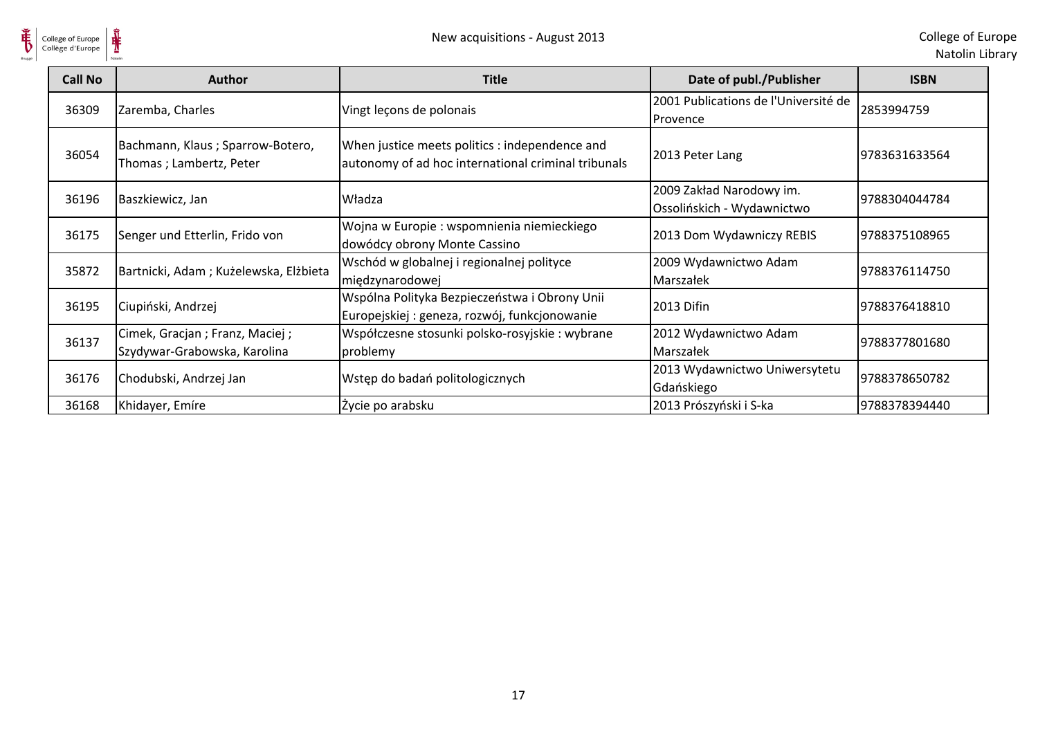| Call No | Author | Title | Date of publ./Publisher | ISBN |
|---|---|---|---|---|
| 36309 | Zaremba, Charles | Vingt leçons de polonais | 2001 Publications de l'Université de Provence | 2853994759 |
| 36054 | Bachmann, Klaus ; Sparrow-Botero, Thomas ; Lambertz, Peter | When justice meets politics : independence and autonomy of ad hoc international criminal tribunals | 2013 Peter Lang | 9783631633564 |
| 36196 | Baszkiewicz, Jan | Władza | 2009 Zakład Narodowy im. Ossolińskich - Wydawnictwo | 9788304044784 |
| 36175 | Senger und Etterlin, Frido von | Wojna w Europie : wspomnienia niemieckiego dowódcy obrony Monte Cassino | 2013 Dom Wydawniczy REBIS | 9788375108965 |
| 35872 | Bartnicki, Adam ; Kużelewska, Elżbieta | Wschód w globalnej i regionalnej polityce międzynarodowej | 2009 Wydawnictwo Adam Marszałek | 9788376114750 |
| 36195 | Ciupiński, Andrzej | Wspólna Polityka Bezpieczeństwa i Obrony Unii Europejskiej : geneza, rozwój, funkcjonowanie | 2013 Difin | 9788376418810 |
| 36137 | Cimek, Gracjan ; Franz, Maciej ; Szydywar-Grabowska, Karolina | Współczesne stosunki polsko-rosyjskie : wybrane problemy | 2012 Wydawnictwo Adam Marszałek | 9788377801680 |
| 36176 | Chodubski, Andrzej Jan | Wstęp do badań politologicznych | 2013 Wydawnictwo Uniwersytetu Gdańskiego | 9788378650782 |
| 36168 | Khidayer, Emíre | Życie po arabsku | 2013 Prószyński i S-ka | 9788378394440 |